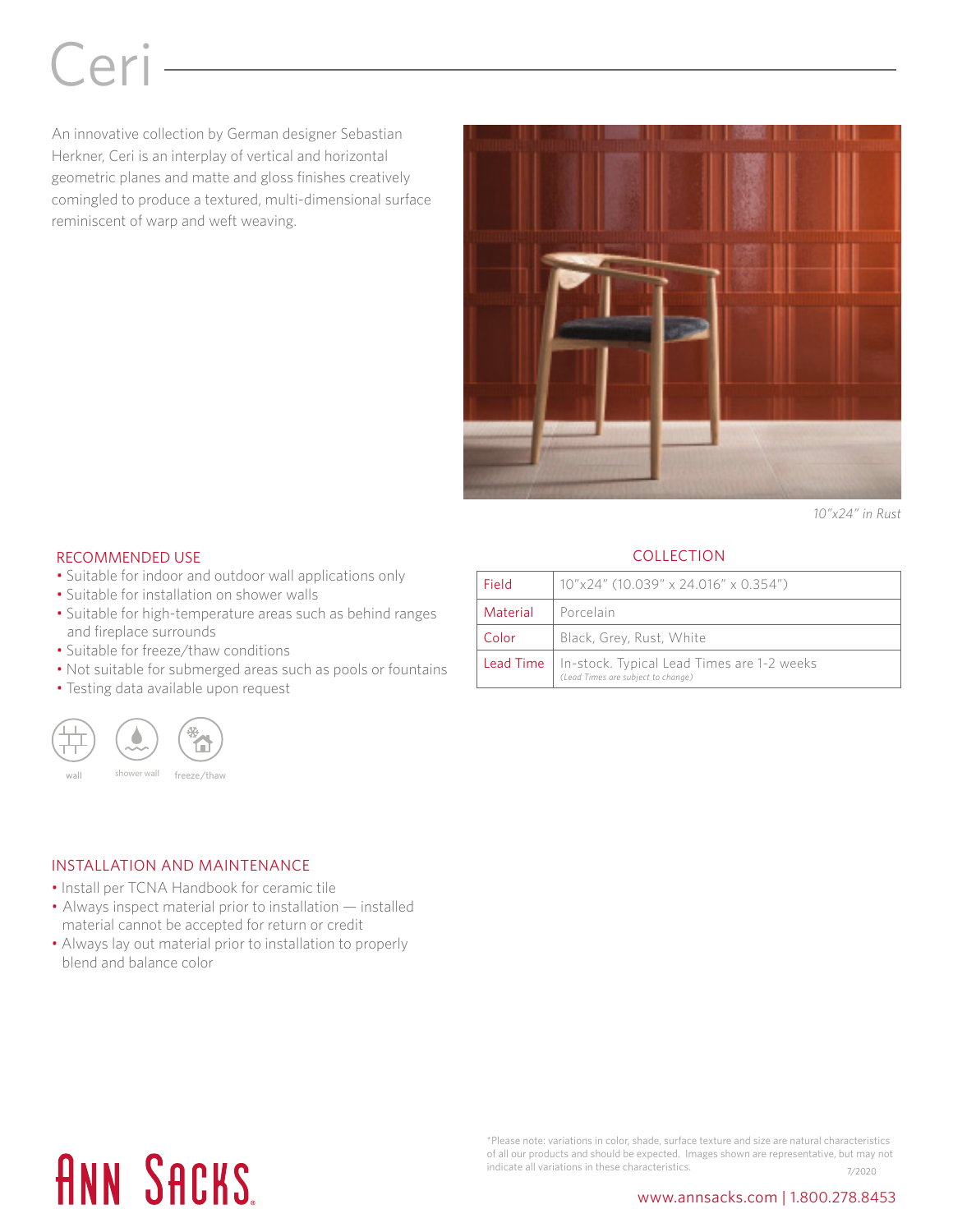# Ceri

An innovative collection by German designer Sebastian Herkner, Ceri is an interplay of vertical and horizontal geometric planes and matte and gloss finishes creatively comingled to produce a textured, multi-dimensional surface reminiscent of warp and weft weaving.

*10"x24" in Rust*

## RECOMMENDED USE

- Suitable for indoor and outdoor wall applications only
- Suitable for installation on shower walls
- Suitable for high-temperature areas such as behind ranges and fireplace surrounds
- Suitable for freeze/thaw conditions
- Not suitable for submerged areas such as pools or fountains
- Testing data available upon request

wall shower wall freeze/thaw

## COLLECTION

| | |
|---|---|
| Field | 10"x24" (10.039" x 24.016" x 0.354") |
| Material | Porcelain |
| Color | Black, Grey, Rust, White |
| Lead Time | In-stock. Typical Lead Times are 1-2 weeks *(Lead Times are subject to change)* |

## INSTALLATION AND MAINTENANCE

- Install per TCNA Handbook for ceramic tile
- Always inspect material prior to installation — installed material cannot be accepted for return or credit
- Always lay out material prior to installation to properly blend and balance color

ANN SACKS

*Please note: variations in color, shade, surface texture and size are natural characteristics of all our products and should be expected. Images shown are representative, but may not indicate all variations in these characteristics.

7/2020

www.annsacks.com | 1.800.278.8453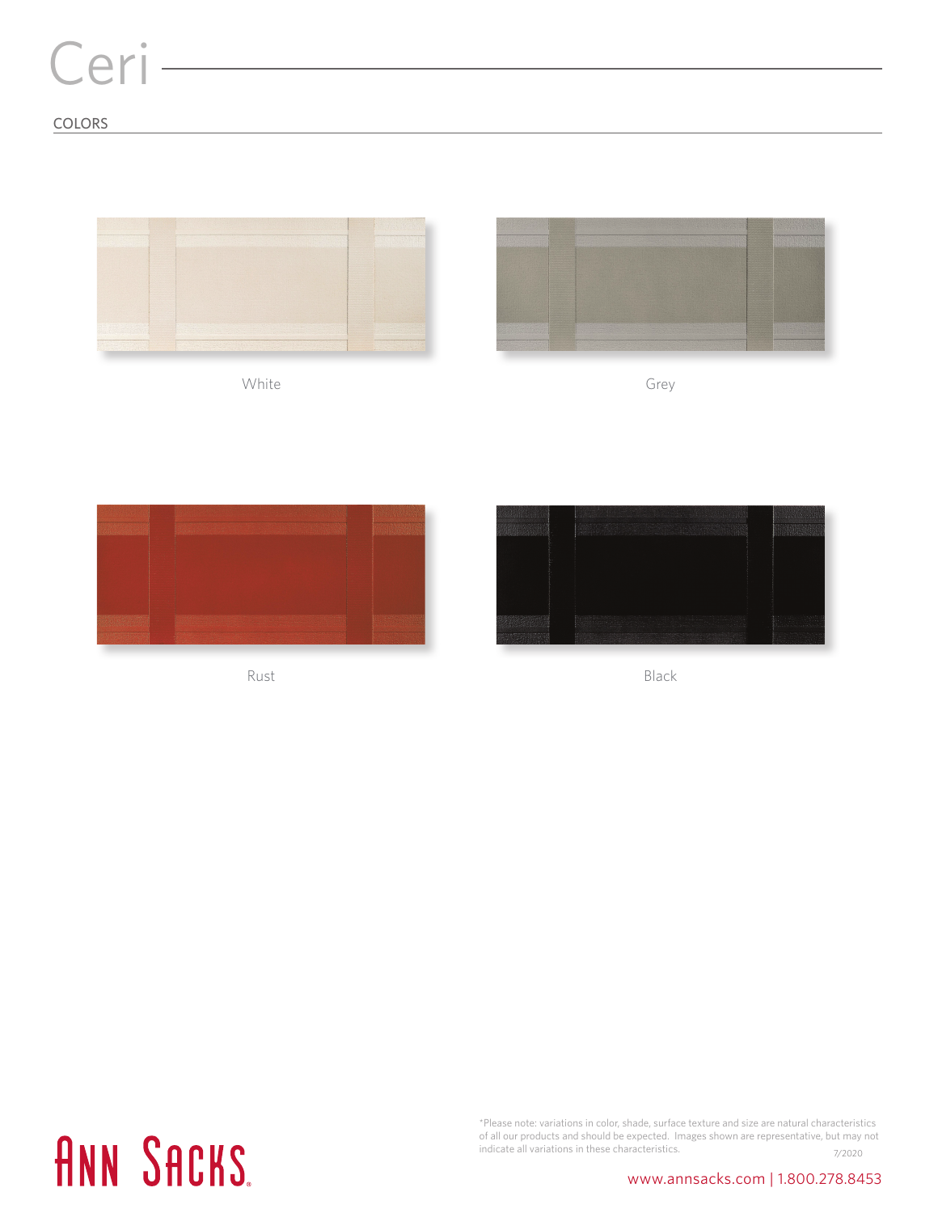# Ceri

## COLORS

White

Grey

Rust

Black

*Please note: variations in color, shade, surface texture and size are natural characteristics of all our products and should be expected. Images shown are representative, but may not indicate all variations in these characteristics.

7/2020

ANN SACKS

www.annsacks.com | 1.800.278.8453